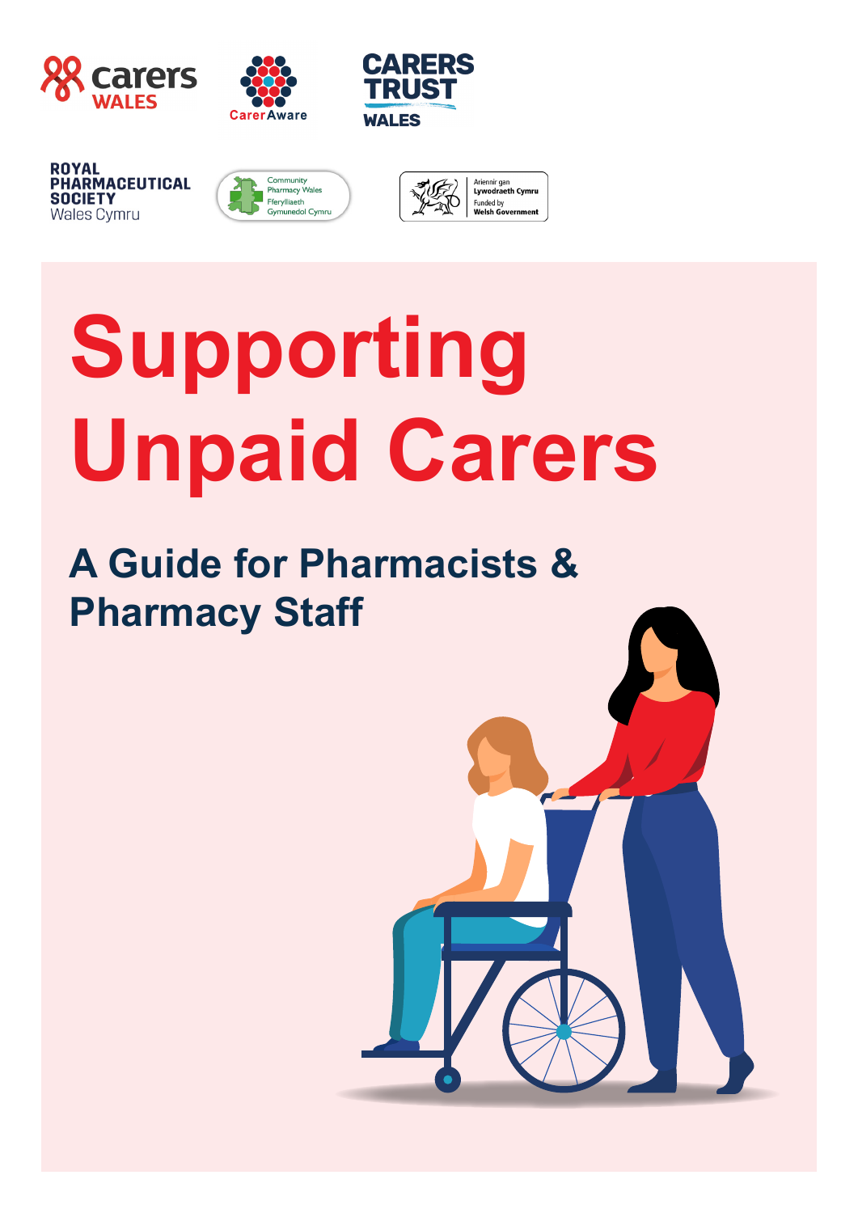carers WALES

CarerAware

CARERS TRUST WALES

ROYAL PHARMACEUTICAL SOCIETY Wales Cymru

Community Pharmacy Wales Fferylliaeth Gymunedol Cymru

Ariennir gan Lywodraeth Cymru
Funded by Welsh Government

# Supporting Unpaid Carers

## A Guide for Pharmacists & Pharmacy Staff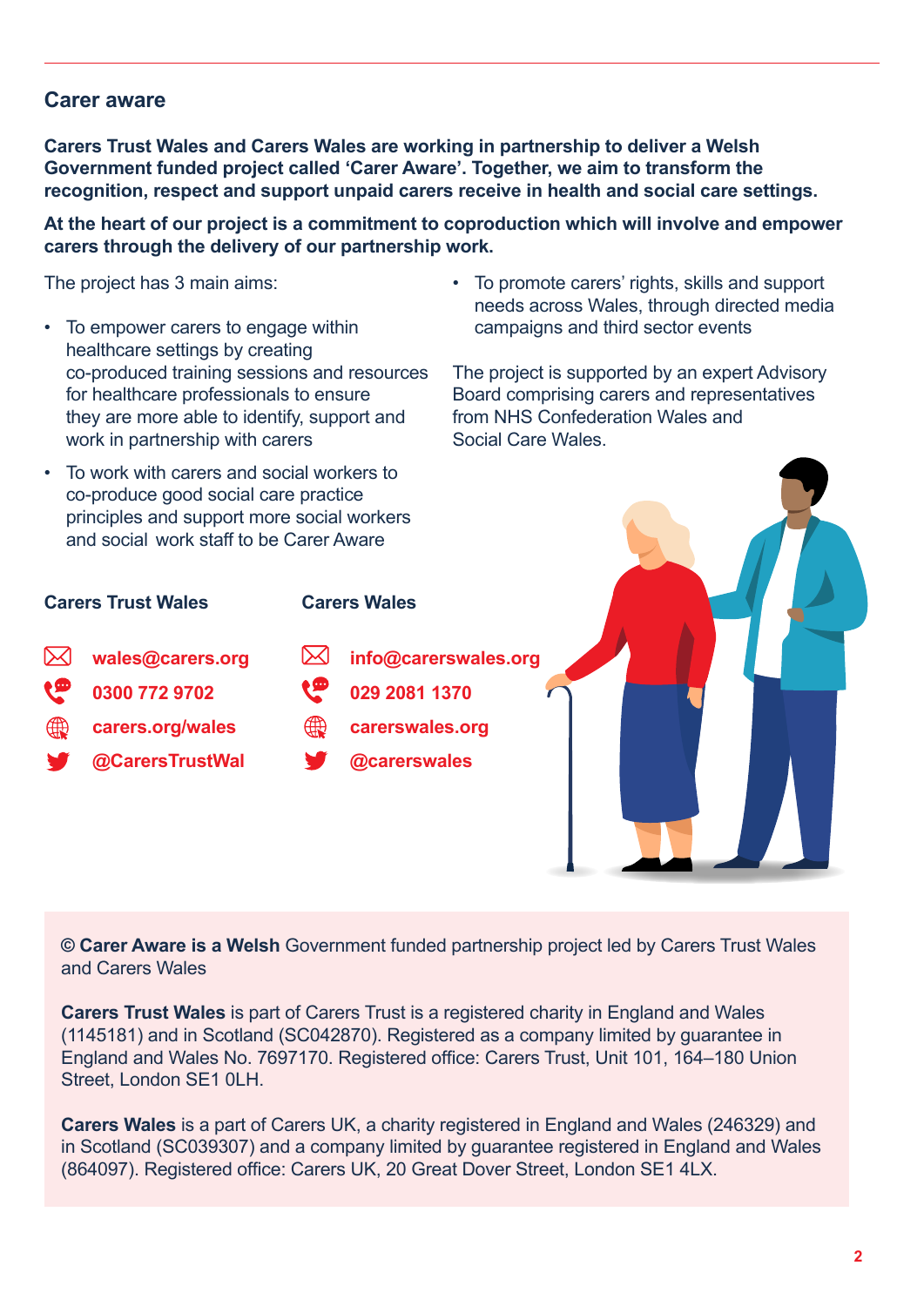## Carer aware

**Carers Trust Wales and Carers Wales are working in partnership to deliver a Welsh Government funded project called 'Carer Aware'. Together, we aim to transform the recognition, respect and support unpaid carers receive in health and social care settings.**

**At the heart of our project is a commitment to coproduction which will involve and empower carers through the delivery of our partnership work.**

The project has 3 main aims:

- To empower carers to engage within healthcare settings by creating co-produced training sessions and resources for healthcare professionals to ensure they are more able to identify, support and work in partnership with carers
- To work with carers and social workers to co-produce good social care practice principles and support more social workers and social work staff to be Carer Aware
- To promote carers' rights, skills and support needs across Wales, through directed media campaigns and third sector events

The project is supported by an expert Advisory Board comprising carers and representatives from NHS Confederation Wales and Social Care Wales.

**Carers Trust Wales**

**wales@carers.org**
**0300 772 9702**
**carers.org/wales**
**@CarersTrustWal**

**Carers Wales**

**info@carerswales.org**
**029 2081 1370**
**carerswales.org**
**@carerswales**

**© Carer Aware is a Welsh** Government funded partnership project led by Carers Trust Wales and Carers Wales

**Carers Trust Wales** is part of Carers Trust is a registered charity in England and Wales (1145181) and in Scotland (SC042870). Registered as a company limited by guarantee in England and Wales No. 7697170. Registered office: Carers Trust, Unit 101, 164–180 Union Street, London SE1 0LH.

**Carers Wales** is a part of Carers UK, a charity registered in England and Wales (246329) and in Scotland (SC039307) and a company limited by guarantee registered in England and Wales (864097). Registered office: Carers UK, 20 Great Dover Street, London SE1 4LX.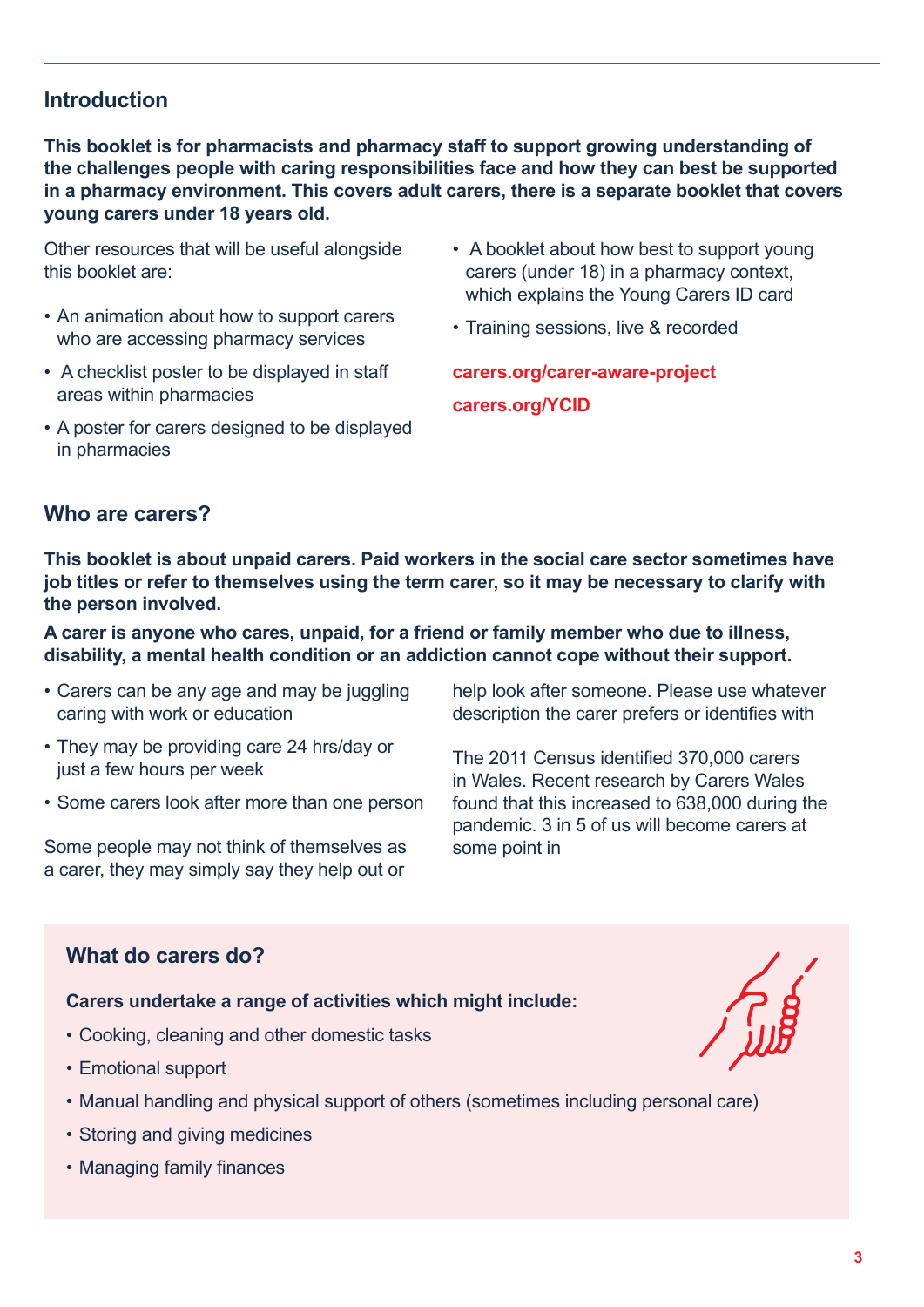## Introduction

**This booklet is for pharmacists and pharmacy staff to support growing understanding of the challenges people with caring responsibilities face and how they can best be supported in a pharmacy environment. This covers adult carers, there is a separate booklet that covers young carers under 18 years old.**

Other resources that will be useful alongside this booklet are:

- An animation about how to support carers who are accessing pharmacy services
- A checklist poster to be displayed in staff areas within pharmacies
- A poster for carers designed to be displayed in pharmacies
- A booklet about how best to support young carers (under 18) in a pharmacy context, which explains the Young Carers ID card
- Training sessions, live & recorded

**carers.org/carer-aware-project**

**carers.org/YCID**

## Who are carers?

**This booklet is about unpaid carers. Paid workers in the social care sector sometimes have job titles or refer to themselves using the term carer, so it may be necessary to clarify with the person involved.**

**A carer is anyone who cares, unpaid, for a friend or family member who due to illness, disability, a mental health condition or an addiction cannot cope without their support.**

- Carers can be any age and may be juggling caring with work or education
- They may be providing care 24 hrs/day or just a few hours per week
- Some carers look after more than one person

Some people may not think of themselves as a carer, they may simply say they help out or help look after someone. Please use whatever description the carer prefers or identifies with

The 2011 Census identified 370,000 carers in Wales. Recent research by Carers Wales found that this increased to 638,000 during the pandemic. 3 in 5 of us will become carers at some point in

### What do carers do?

**Carers undertake a range of activities which might include:**

- Cooking, cleaning and other domestic tasks
- Emotional support
- Manual handling and physical support of others (sometimes including personal care)
- Storing and giving medicines
- Managing family finances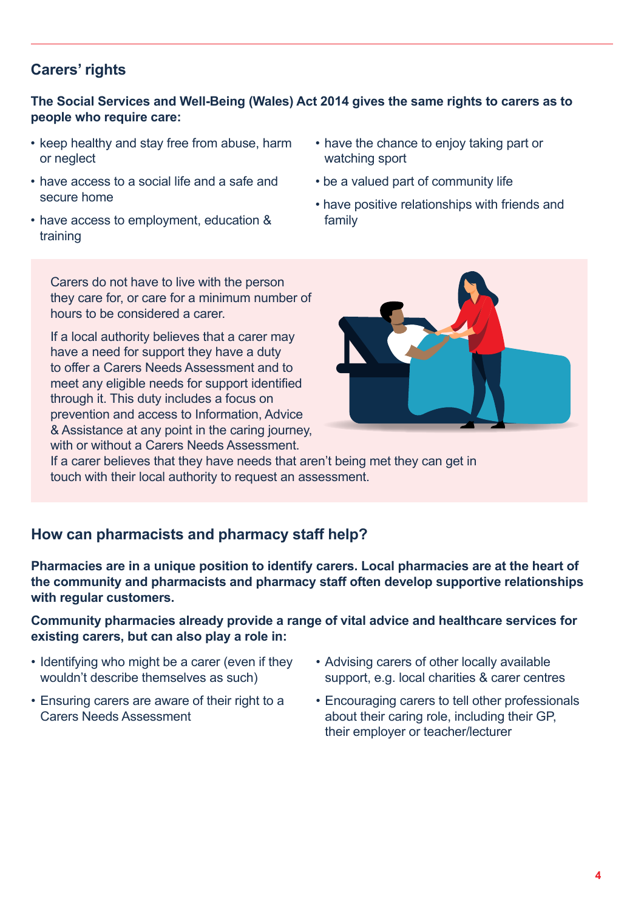## Carers' rights

**The Social Services and Well-Being (Wales) Act 2014 gives the same rights to carers as to people who require care:**

- keep healthy and stay free from abuse, harm or neglect
- have access to a social life and a safe and secure home
- have access to employment, education & training
- have the chance to enjoy taking part or watching sport
- be a valued part of community life
- have positive relationships with friends and family

Carers do not have to live with the person they care for, or care for a minimum number of hours to be considered a carer.

If a local authority believes that a carer may have a need for support they have a duty to offer a Carers Needs Assessment and to meet any eligible needs for support identified through it. This duty includes a focus on prevention and access to Information, Advice & Assistance at any point in the caring journey, with or without a Carers Needs Assessment.
If a carer believes that they have needs that aren't being met they can get in touch with their local authority to request an assessment.

## How can pharmacists and pharmacy staff help?

**Pharmacies are in a unique position to identify carers. Local pharmacies are at the heart of the community and pharmacists and pharmacy staff often develop supportive relationships with regular customers.**

**Community pharmacies already provide a range of vital advice and healthcare services for existing carers, but can also play a role in:**

- Identifying who might be a carer (even if they wouldn't describe themselves as such)
- Ensuring carers are aware of their right to a Carers Needs Assessment
- Advising carers of other locally available support, e.g. local charities & carer centres
- Encouraging carers to tell other professionals about their caring role, including their GP, their employer or teacher/lecturer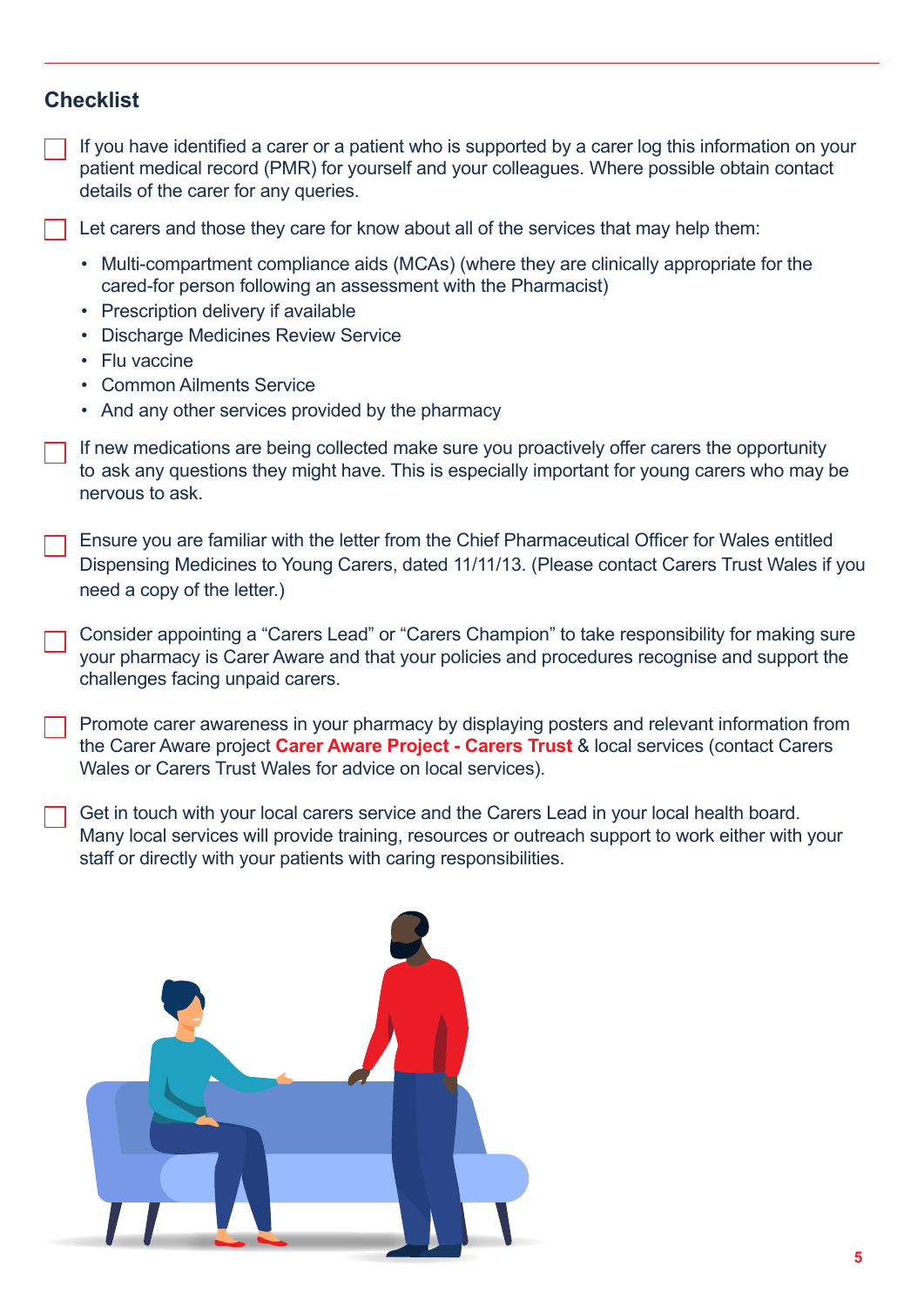## Checklist

- [ ] If you have identified a carer or a patient who is supported by a carer log this information on your patient medical record (PMR) for yourself and your colleagues. Where possible obtain contact details of the carer for any queries.

- [ ] Let carers and those they care for know about all of the services that may help them:
    - Multi-compartment compliance aids (MCAs) (where they are clinically appropriate for the cared-for person following an assessment with the Pharmacist)
    - Prescription delivery if available
    - Discharge Medicines Review Service
    - Flu vaccine
    - Common Ailments Service
    - And any other services provided by the pharmacy

- [ ] If new medications are being collected make sure you proactively offer carers the opportunity to ask any questions they might have. This is especially important for young carers who may be nervous to ask.

- [ ] Ensure you are familiar with the letter from the Chief Pharmaceutical Officer for Wales entitled Dispensing Medicines to Young Carers, dated 11/11/13. (Please contact Carers Trust Wales if you need a copy of the letter.)

- [ ] Consider appointing a "Carers Lead" or "Carers Champion" to take responsibility for making sure your pharmacy is Carer Aware and that your policies and procedures recognise and support the challenges facing unpaid carers.

- [ ] Promote carer awareness in your pharmacy by displaying posters and relevant information from the Carer Aware project **Carer Aware Project - Carers Trust** & local services (contact Carers Wales or Carers Trust Wales for advice on local services).

- [ ] Get in touch with your local carers service and the Carers Lead in your local health board. Many local services will provide training, resources or outreach support to work either with your staff or directly with your patients with caring responsibilities.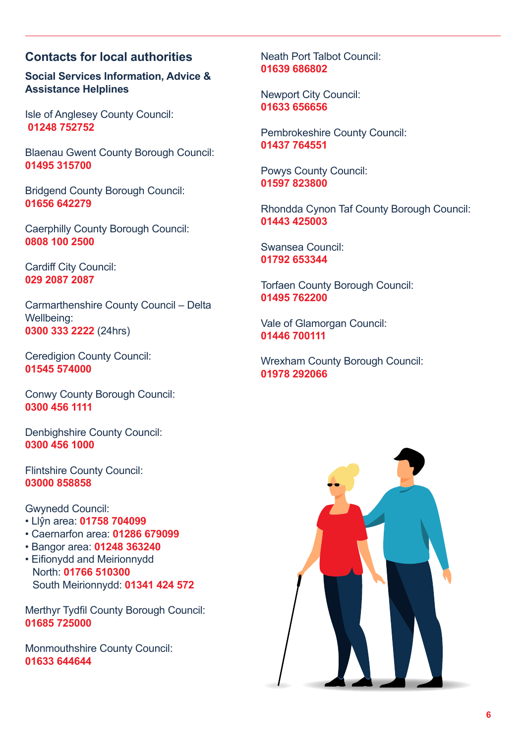## Contacts for local authorities

### Social Services Information, Advice & Assistance Helplines

Isle of Anglesey County Council:
**01248 752752**

Blaenau Gwent County Borough Council:
**01495 315700**

Bridgend County Borough Council:
**01656 642279**

Caerphilly County Borough Council:
**0808 100 2500**

Cardiff City Council:
**029 2087 2087**

Carmarthenshire County Council – Delta Wellbeing:
**0300 333 2222** (24hrs)

Ceredigion County Council:
**01545 574000**

Conwy County Borough Council:
**0300 456 1111**

Denbighshire County Council:
**0300 456 1000**

Flintshire County Council:
**03000 858858**

Gwynedd Council:
- Llŷn area: **01758 704099**
- Caernarfon area: **01286 679099**
- Bangor area: **01248 363240**
- Eifionydd and Meirionnydd
  North: **01766 510300**
  South Meirionnydd: **01341 424 572**

Merthyr Tydfil County Borough Council:
**01685 725000**

Monmouthshire County Council:
**01633 644644**

Neath Port Talbot Council:
**01639 686802**

Newport City Council:
**01633 656656**

Pembrokeshire County Council:
**01437 764551**

Powys County Council:
**01597 823800**

Rhondda Cynon Taf County Borough Council:
**01443 425003**

Swansea Council:
**01792 653344**

Torfaen County Borough Council:
**01495 762200**

Vale of Glamorgan Council:
**01446 700111**

Wrexham County Borough Council:
**01978 292066**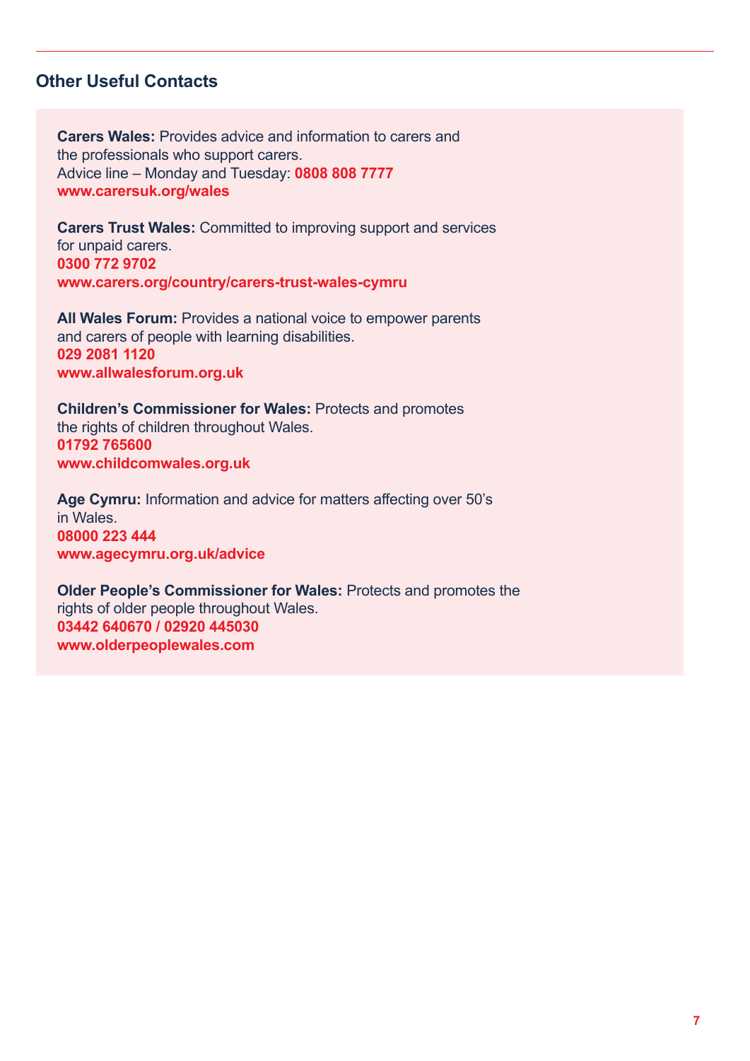## Other Useful Contacts

**Carers Wales:** Provides advice and information to carers and the professionals who support carers.
Advice line – Monday and Tuesday: **0808 808 7777**
**www.carersuk.org/wales**

**Carers Trust Wales:** Committed to improving support and services for unpaid carers.
**0300 772 9702**
**www.carers.org/country/carers-trust-wales-cymru**

**All Wales Forum:** Provides a national voice to empower parents and carers of people with learning disabilities.
**029 2081 1120**
**www.allwalesforum.org.uk**

**Children's Commissioner for Wales:** Protects and promotes the rights of children throughout Wales.
**01792 765600**
**www.childcomwales.org.uk**

**Age Cymru:** Information and advice for matters affecting over 50's in Wales.
**08000 223 444**
**www.agecymru.org.uk/advice**

**Older People's Commissioner for Wales:** Protects and promotes the rights of older people throughout Wales.
**03442 640670 / 02920 445030**
**www.olderpeoplewales.com**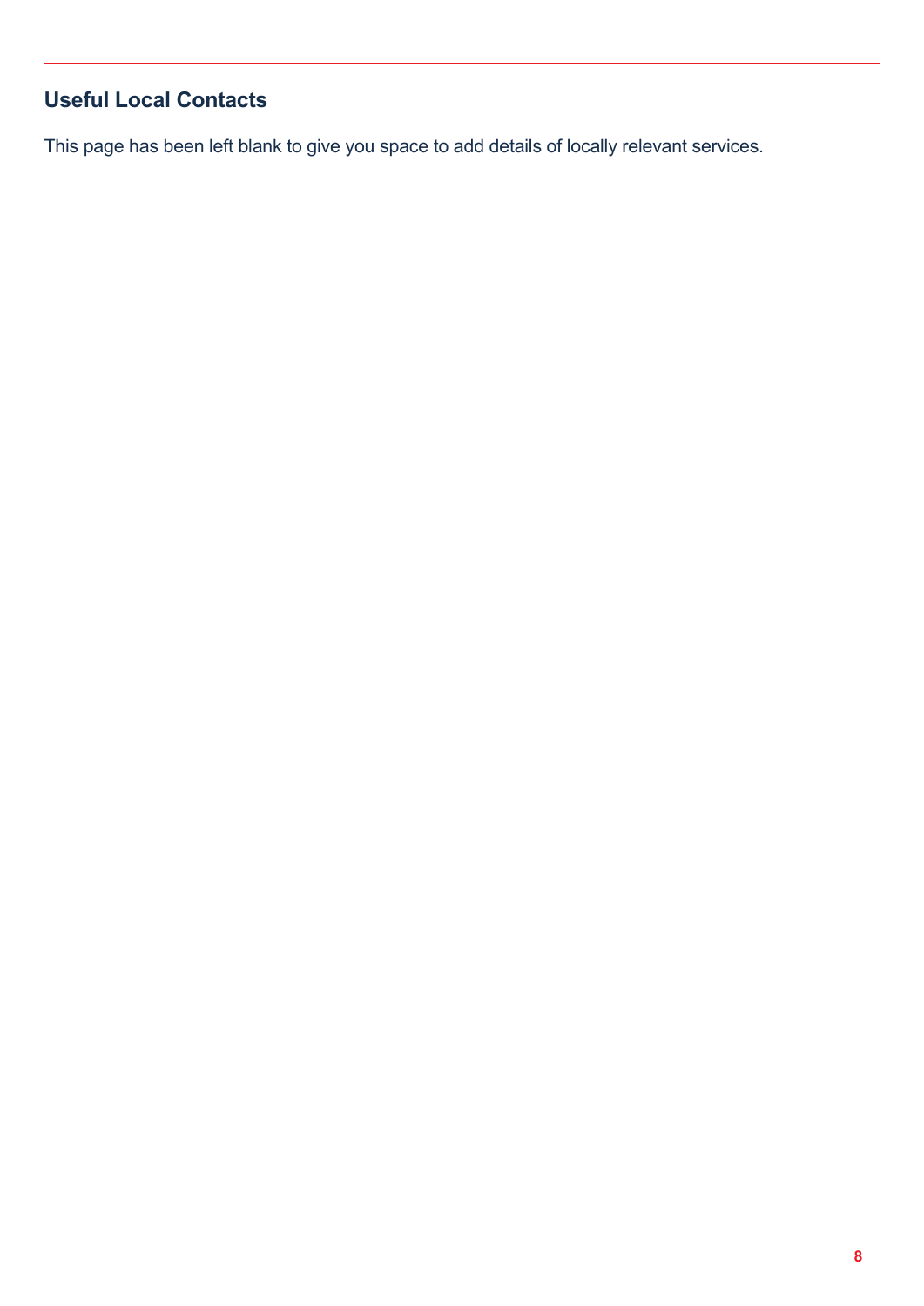## Useful Local Contacts

This page has been left blank to give you space to add details of locally relevant services.